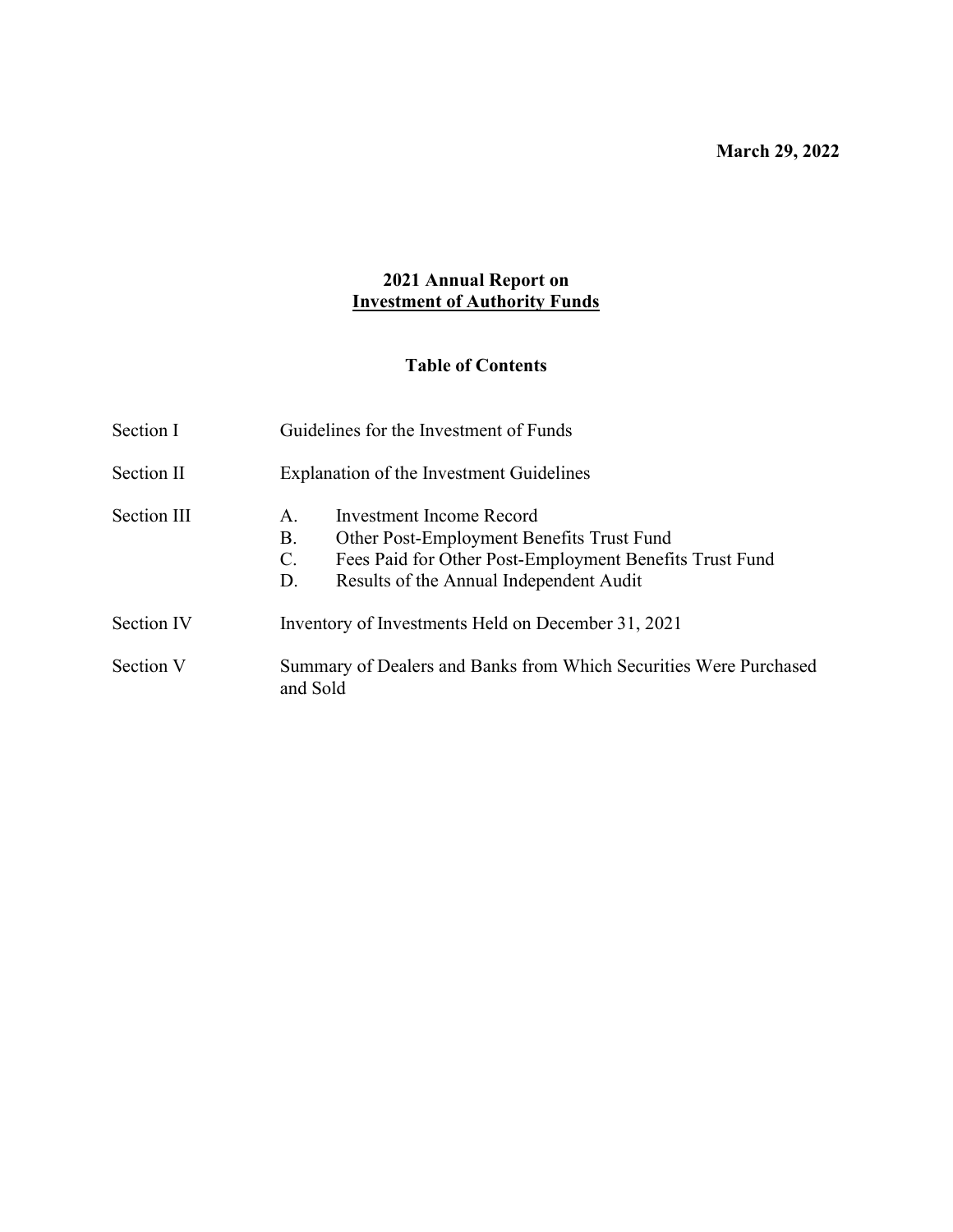**March 29, 2022**

# 2021 Annual Report on
# Investment of Authority Funds

## Table of Contents

| | |
|---|---|
| Section I | Guidelines for the Investment of Funds |
| Section II | Explanation of the Investment Guidelines |
| Section III | A. Investment Income Record<br>B. Other Post-Employment Benefits Trust Fund<br>C. Fees Paid for Other Post-Employment Benefits Trust Fund<br>D. Results of the Annual Independent Audit |
| Section IV | Inventory of Investments Held on December 31, 2021 |
| Section V | Summary of Dealers and Banks from Which Securities Were Purchased and Sold |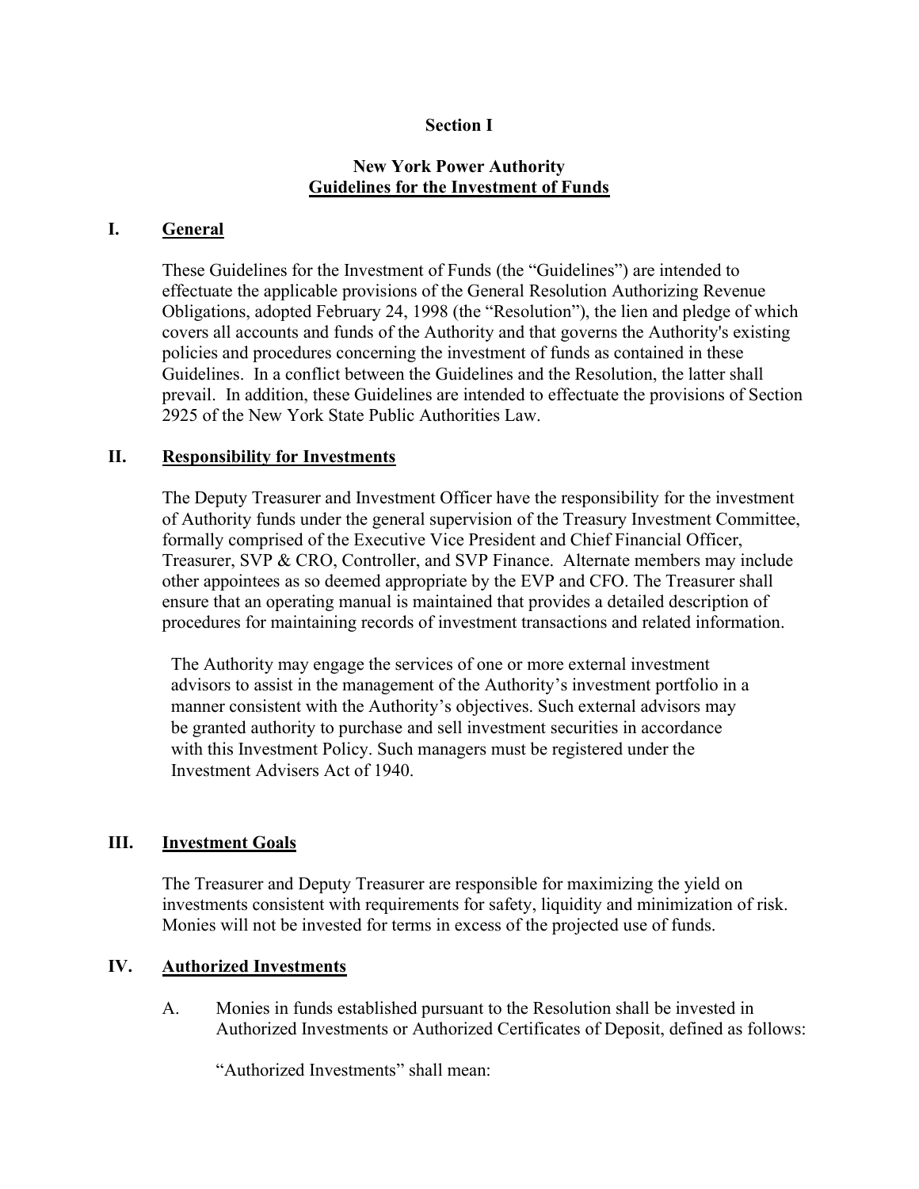**Section I**

**New York Power Authority**
**Guidelines for the Investment of Funds**

## I. General

These Guidelines for the Investment of Funds (the "Guidelines") are intended to effectuate the applicable provisions of the General Resolution Authorizing Revenue Obligations, adopted February 24, 1998 (the "Resolution"), the lien and pledge of which covers all accounts and funds of the Authority and that governs the Authority's existing policies and procedures concerning the investment of funds as contained in these Guidelines. In a conflict between the Guidelines and the Resolution, the latter shall prevail. In addition, these Guidelines are intended to effectuate the provisions of Section 2925 of the New York State Public Authorities Law.

## II. Responsibility for Investments

The Deputy Treasurer and Investment Officer have the responsibility for the investment of Authority funds under the general supervision of the Treasury Investment Committee, formally comprised of the Executive Vice President and Chief Financial Officer, Treasurer, SVP & CRO, Controller, and SVP Finance. Alternate members may include other appointees as so deemed appropriate by the EVP and CFO. The Treasurer shall ensure that an operating manual is maintained that provides a detailed description of procedures for maintaining records of investment transactions and related information.

The Authority may engage the services of one or more external investment advisors to assist in the management of the Authority's investment portfolio in a manner consistent with the Authority's objectives. Such external advisors may be granted authority to purchase and sell investment securities in accordance with this Investment Policy. Such managers must be registered under the Investment Advisers Act of 1940.

## III. Investment Goals

The Treasurer and Deputy Treasurer are responsible for maximizing the yield on investments consistent with requirements for safety, liquidity and minimization of risk. Monies will not be invested for terms in excess of the projected use of funds.

## IV. Authorized Investments

A. Monies in funds established pursuant to the Resolution shall be invested in Authorized Investments or Authorized Certificates of Deposit, defined as follows:

"Authorized Investments" shall mean: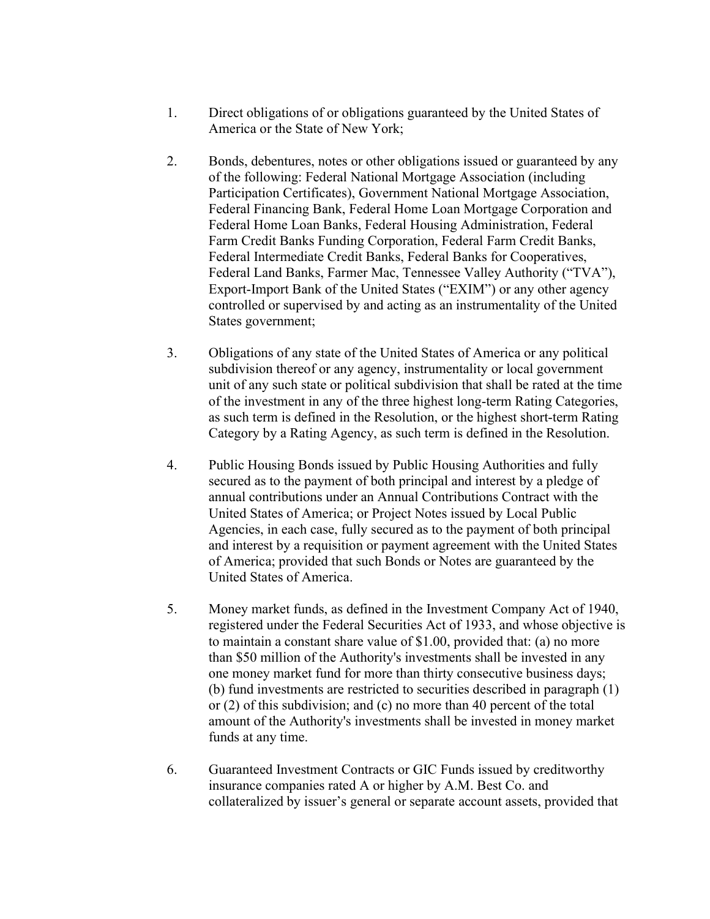1. Direct obligations of or obligations guaranteed by the United States of America or the State of New York;

2. Bonds, debentures, notes or other obligations issued or guaranteed by any of the following: Federal National Mortgage Association (including Participation Certificates), Government National Mortgage Association, Federal Financing Bank, Federal Home Loan Mortgage Corporation and Federal Home Loan Banks, Federal Housing Administration, Federal Farm Credit Banks Funding Corporation, Federal Farm Credit Banks, Federal Intermediate Credit Banks, Federal Banks for Cooperatives, Federal Land Banks, Farmer Mac, Tennessee Valley Authority ("TVA"), Export-Import Bank of the United States ("EXIM") or any other agency controlled or supervised by and acting as an instrumentality of the United States government;

3. Obligations of any state of the United States of America or any political subdivision thereof or any agency, instrumentality or local government unit of any such state or political subdivision that shall be rated at the time of the investment in any of the three highest long-term Rating Categories, as such term is defined in the Resolution, or the highest short-term Rating Category by a Rating Agency, as such term is defined in the Resolution.

4. Public Housing Bonds issued by Public Housing Authorities and fully secured as to the payment of both principal and interest by a pledge of annual contributions under an Annual Contributions Contract with the United States of America; or Project Notes issued by Local Public Agencies, in each case, fully secured as to the payment of both principal and interest by a requisition or payment agreement with the United States of America; provided that such Bonds or Notes are guaranteed by the United States of America.

5. Money market funds, as defined in the Investment Company Act of 1940, registered under the Federal Securities Act of 1933, and whose objective is to maintain a constant share value of $1.00, provided that: (a) no more than $50 million of the Authority's investments shall be invested in any one money market fund for more than thirty consecutive business days; (b) fund investments are restricted to securities described in paragraph (1) or (2) of this subdivision; and (c) no more than 40 percent of the total amount of the Authority's investments shall be invested in money market funds at any time.

6. Guaranteed Investment Contracts or GIC Funds issued by creditworthy insurance companies rated A or higher by A.M. Best Co. and collateralized by issuer's general or separate account assets, provided that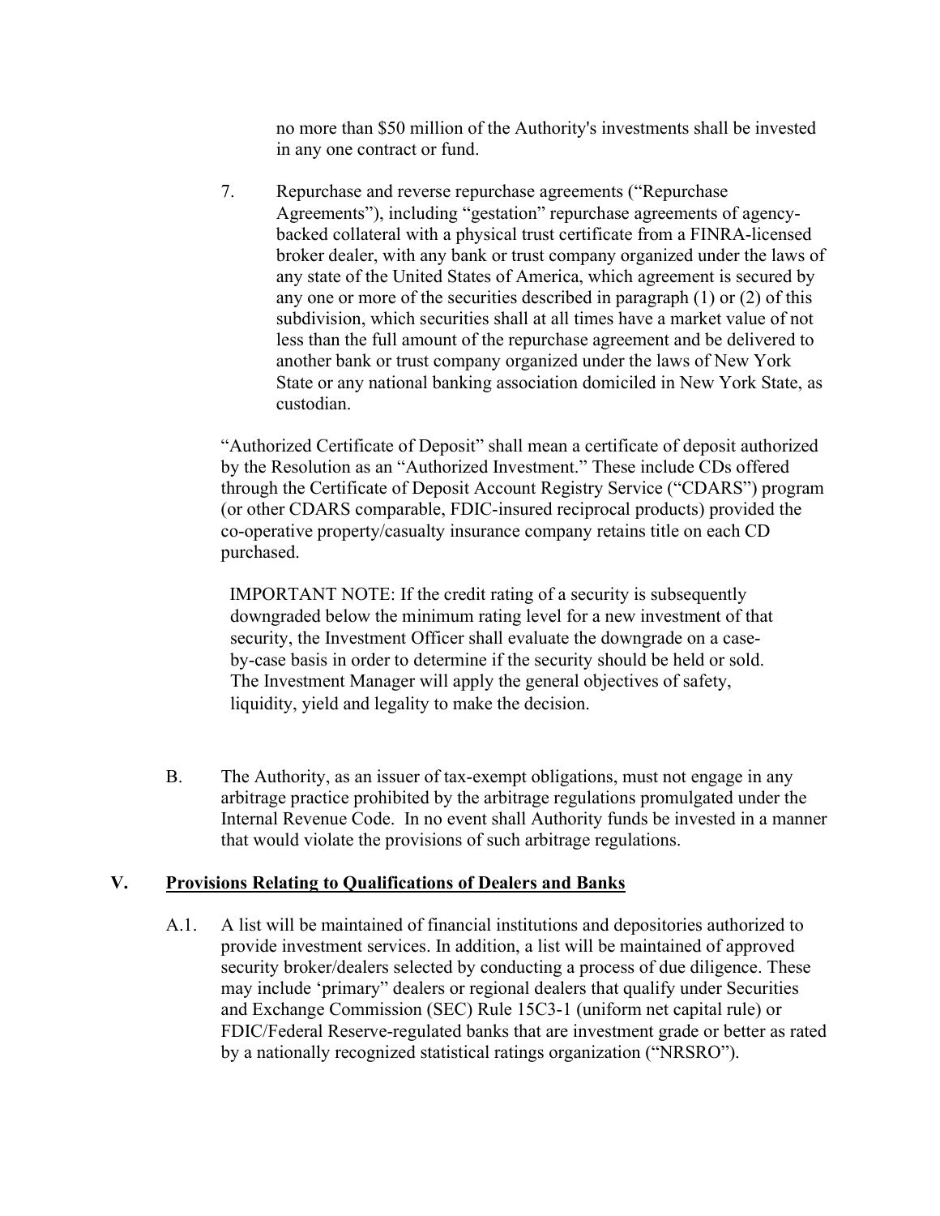no more than $50 million of the Authority's investments shall be invested in any one contract or fund.

7. Repurchase and reverse repurchase agreements ("Repurchase Agreements"), including "gestation" repurchase agreements of agency-backed collateral with a physical trust certificate from a FINRA-licensed broker dealer, with any bank or trust company organized under the laws of any state of the United States of America, which agreement is secured by any one or more of the securities described in paragraph (1) or (2) of this subdivision, which securities shall at all times have a market value of not less than the full amount of the repurchase agreement and be delivered to another bank or trust company organized under the laws of New York State or any national banking association domiciled in New York State, as custodian.

"Authorized Certificate of Deposit" shall mean a certificate of deposit authorized by the Resolution as an "Authorized Investment." These include CDs offered through the Certificate of Deposit Account Registry Service ("CDARS") program (or other CDARS comparable, FDIC-insured reciprocal products) provided the co-operative property/casualty insurance company retains title on each CD purchased.

IMPORTANT NOTE: If the credit rating of a security is subsequently downgraded below the minimum rating level for a new investment of that security, the Investment Officer shall evaluate the downgrade on a case-by-case basis in order to determine if the security should be held or sold. The Investment Manager will apply the general objectives of safety, liquidity, yield and legality to make the decision.

B. The Authority, as an issuer of tax-exempt obligations, must not engage in any arbitrage practice prohibited by the arbitrage regulations promulgated under the Internal Revenue Code. In no event shall Authority funds be invested in a manner that would violate the provisions of such arbitrage regulations.

## V. Provisions Relating to Qualifications of Dealers and Banks

A.1. A list will be maintained of financial institutions and depositories authorized to provide investment services. In addition, a list will be maintained of approved security broker/dealers selected by conducting a process of due diligence. These may include 'primary" dealers or regional dealers that qualify under Securities and Exchange Commission (SEC) Rule 15C3-1 (uniform net capital rule) or FDIC/Federal Reserve-regulated banks that are investment grade or better as rated by a nationally recognized statistical ratings organization ("NRSRO").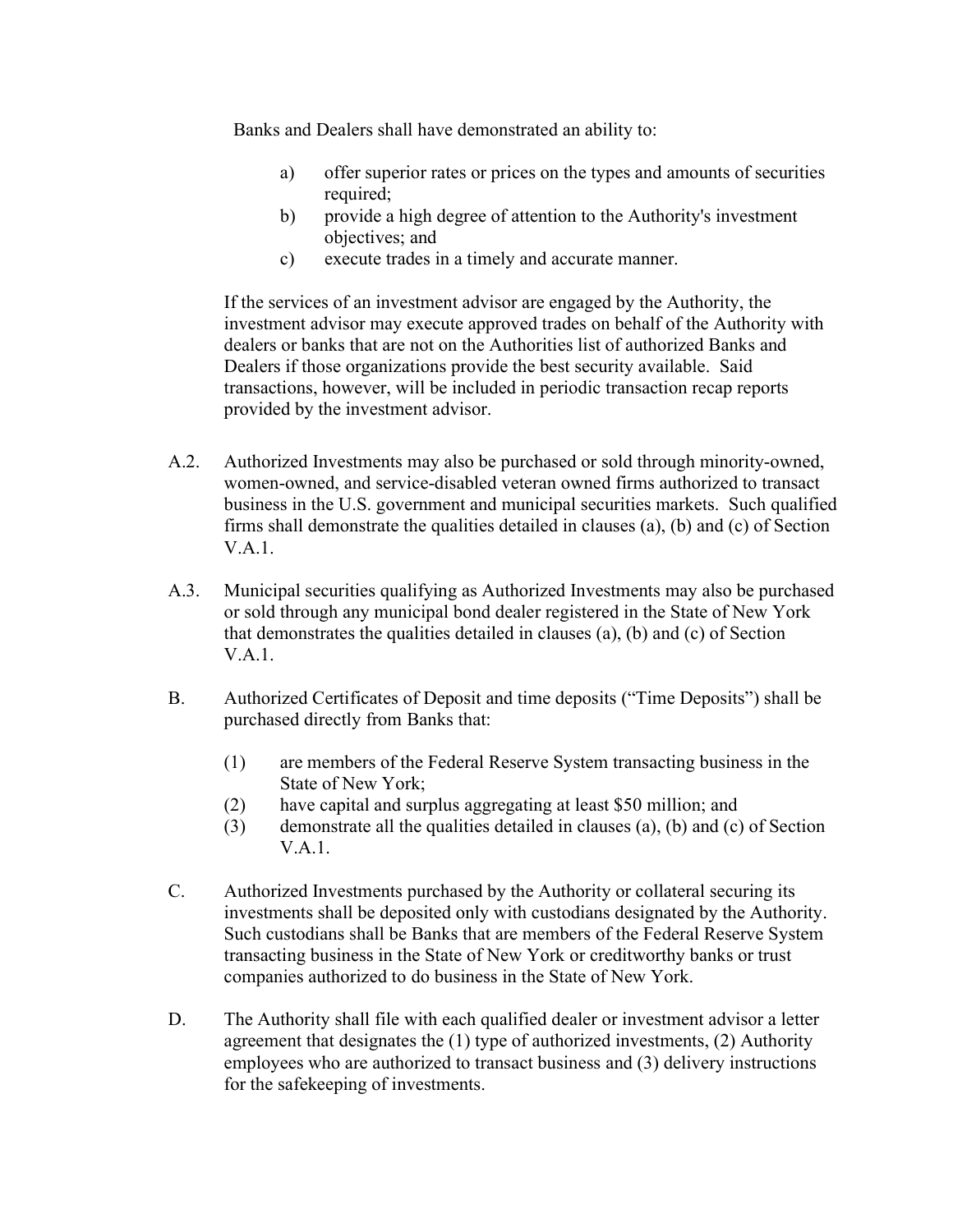Banks and Dealers shall have demonstrated an ability to:

a) offer superior rates or prices on the types and amounts of securities required;

b) provide a high degree of attention to the Authority's investment objectives; and

c) execute trades in a timely and accurate manner.

If the services of an investment advisor are engaged by the Authority, the investment advisor may execute approved trades on behalf of the Authority with dealers or banks that are not on the Authorities list of authorized Banks and Dealers if those organizations provide the best security available. Said transactions, however, will be included in periodic transaction recap reports provided by the investment advisor.

A.2. Authorized Investments may also be purchased or sold through minority-owned, women-owned, and service-disabled veteran owned firms authorized to transact business in the U.S. government and municipal securities markets. Such qualified firms shall demonstrate the qualities detailed in clauses (a), (b) and (c) of Section V.A.1.

A.3. Municipal securities qualifying as Authorized Investments may also be purchased or sold through any municipal bond dealer registered in the State of New York that demonstrates the qualities detailed in clauses (a), (b) and (c) of Section V.A.1.

B. Authorized Certificates of Deposit and time deposits ("Time Deposits") shall be purchased directly from Banks that:

(1) are members of the Federal Reserve System transacting business in the State of New York;

(2) have capital and surplus aggregating at least $50 million; and

(3) demonstrate all the qualities detailed in clauses (a), (b) and (c) of Section V.A.1.

C. Authorized Investments purchased by the Authority or collateral securing its investments shall be deposited only with custodians designated by the Authority. Such custodians shall be Banks that are members of the Federal Reserve System transacting business in the State of New York or creditworthy banks or trust companies authorized to do business in the State of New York.

D. The Authority shall file with each qualified dealer or investment advisor a letter agreement that designates the (1) type of authorized investments, (2) Authority employees who are authorized to transact business and (3) delivery instructions for the safekeeping of investments.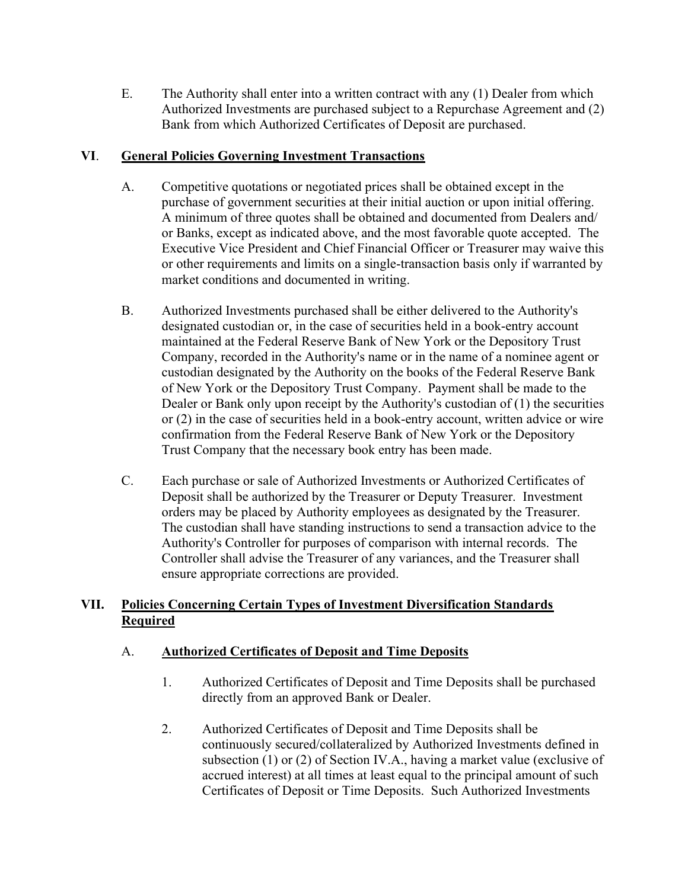E. The Authority shall enter into a written contract with any (1) Dealer from which Authorized Investments are purchased subject to a Repurchase Agreement and (2) Bank from which Authorized Certificates of Deposit are purchased.

## VI. General Policies Governing Investment Transactions

A. Competitive quotations or negotiated prices shall be obtained except in the purchase of government securities at their initial auction or upon initial offering. A minimum of three quotes shall be obtained and documented from Dealers and/ or Banks, except as indicated above, and the most favorable quote accepted. The Executive Vice President and Chief Financial Officer or Treasurer may waive this or other requirements and limits on a single-transaction basis only if warranted by market conditions and documented in writing.

B. Authorized Investments purchased shall be either delivered to the Authority's designated custodian or, in the case of securities held in a book-entry account maintained at the Federal Reserve Bank of New York or the Depository Trust Company, recorded in the Authority's name or in the name of a nominee agent or custodian designated by the Authority on the books of the Federal Reserve Bank of New York or the Depository Trust Company. Payment shall be made to the Dealer or Bank only upon receipt by the Authority's custodian of (1) the securities or (2) in the case of securities held in a book-entry account, written advice or wire confirmation from the Federal Reserve Bank of New York or the Depository Trust Company that the necessary book entry has been made.

C. Each purchase or sale of Authorized Investments or Authorized Certificates of Deposit shall be authorized by the Treasurer or Deputy Treasurer. Investment orders may be placed by Authority employees as designated by the Treasurer. The custodian shall have standing instructions to send a transaction advice to the Authority's Controller for purposes of comparison with internal records. The Controller shall advise the Treasurer of any variances, and the Treasurer shall ensure appropriate corrections are provided.

## VII. Policies Concerning Certain Types of Investment Diversification Standards Required

### A. Authorized Certificates of Deposit and Time Deposits

1. Authorized Certificates of Deposit and Time Deposits shall be purchased directly from an approved Bank or Dealer.

2. Authorized Certificates of Deposit and Time Deposits shall be continuously secured/collateralized by Authorized Investments defined in subsection (1) or (2) of Section IV.A., having a market value (exclusive of accrued interest) at all times at least equal to the principal amount of such Certificates of Deposit or Time Deposits. Such Authorized Investments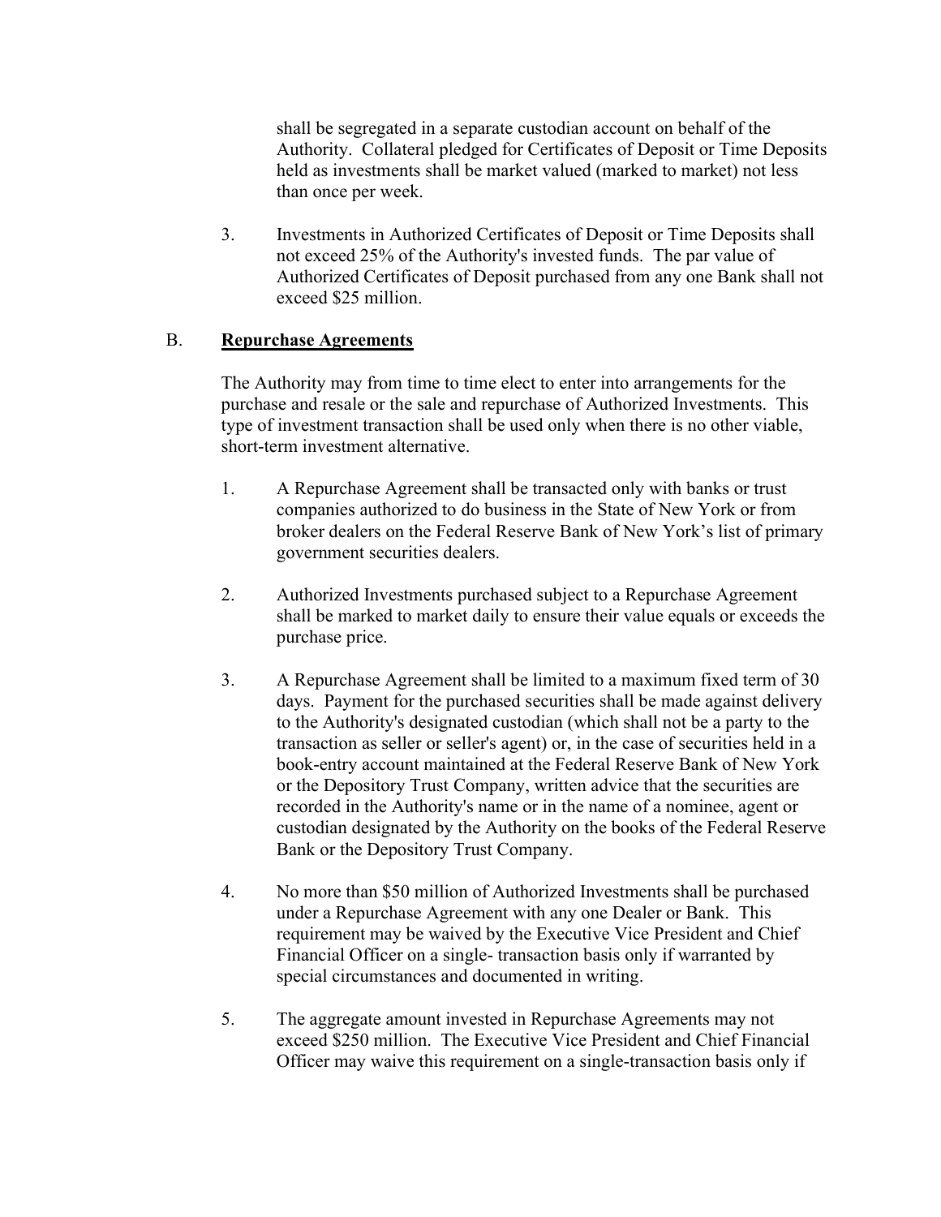shall be segregated in a separate custodian account on behalf of the Authority. Collateral pledged for Certificates of Deposit or Time Deposits held as investments shall be market valued (marked to market) not less than once per week.

3. Investments in Authorized Certificates of Deposit or Time Deposits shall not exceed 25% of the Authority's invested funds. The par value of Authorized Certificates of Deposit purchased from any one Bank shall not exceed $25 million.

B. **Repurchase Agreements**

The Authority may from time to time elect to enter into arrangements for the purchase and resale or the sale and repurchase of Authorized Investments. This type of investment transaction shall be used only when there is no other viable, short-term investment alternative.

1. A Repurchase Agreement shall be transacted only with banks or trust companies authorized to do business in the State of New York or from broker dealers on the Federal Reserve Bank of New York's list of primary government securities dealers.

2. Authorized Investments purchased subject to a Repurchase Agreement shall be marked to market daily to ensure their value equals or exceeds the purchase price.

3. A Repurchase Agreement shall be limited to a maximum fixed term of 30 days. Payment for the purchased securities shall be made against delivery to the Authority's designated custodian (which shall not be a party to the transaction as seller or seller's agent) or, in the case of securities held in a book-entry account maintained at the Federal Reserve Bank of New York or the Depository Trust Company, written advice that the securities are recorded in the Authority's name or in the name of a nominee, agent or custodian designated by the Authority on the books of the Federal Reserve Bank or the Depository Trust Company.

4. No more than $50 million of Authorized Investments shall be purchased under a Repurchase Agreement with any one Dealer or Bank. This requirement may be waived by the Executive Vice President and Chief Financial Officer on a single- transaction basis only if warranted by special circumstances and documented in writing.

5. The aggregate amount invested in Repurchase Agreements may not exceed $250 million. The Executive Vice President and Chief Financial Officer may waive this requirement on a single-transaction basis only if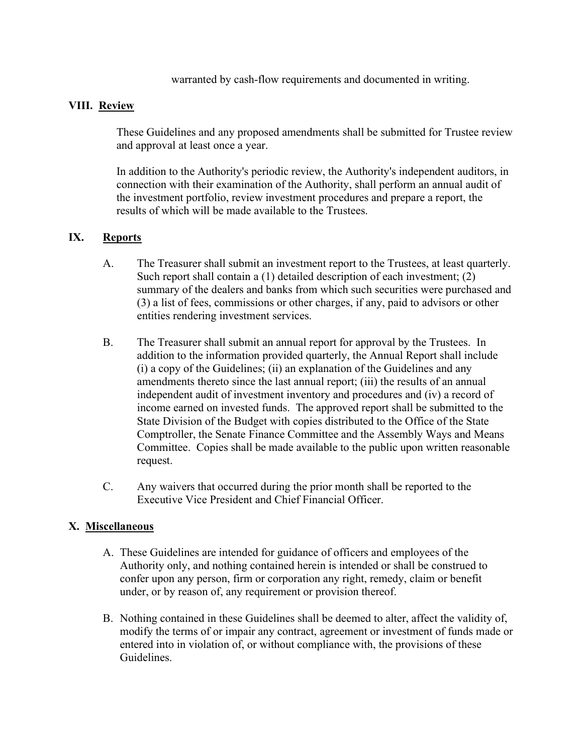warranted by cash-flow requirements and documented in writing.

## VIII. Review

These Guidelines and any proposed amendments shall be submitted for Trustee review and approval at least once a year.

In addition to the Authority's periodic review, the Authority's independent auditors, in connection with their examination of the Authority, shall perform an annual audit of the investment portfolio, review investment procedures and prepare a report, the results of which will be made available to the Trustees.

## IX. Reports

A. The Treasurer shall submit an investment report to the Trustees, at least quarterly. Such report shall contain a (1) detailed description of each investment; (2) summary of the dealers and banks from which such securities were purchased and (3) a list of fees, commissions or other charges, if any, paid to advisors or other entities rendering investment services.

B. The Treasurer shall submit an annual report for approval by the Trustees. In addition to the information provided quarterly, the Annual Report shall include (i) a copy of the Guidelines; (ii) an explanation of the Guidelines and any amendments thereto since the last annual report; (iii) the results of an annual independent audit of investment inventory and procedures and (iv) a record of income earned on invested funds. The approved report shall be submitted to the State Division of the Budget with copies distributed to the Office of the State Comptroller, the Senate Finance Committee and the Assembly Ways and Means Committee. Copies shall be made available to the public upon written reasonable request.

C. Any waivers that occurred during the prior month shall be reported to the Executive Vice President and Chief Financial Officer.

## X. Miscellaneous

A. These Guidelines are intended for guidance of officers and employees of the Authority only, and nothing contained herein is intended or shall be construed to confer upon any person, firm or corporation any right, remedy, claim or benefit under, or by reason of, any requirement or provision thereof.

B. Nothing contained in these Guidelines shall be deemed to alter, affect the validity of, modify the terms of or impair any contract, agreement or investment of funds made or entered into in violation of, or without compliance with, the provisions of these Guidelines.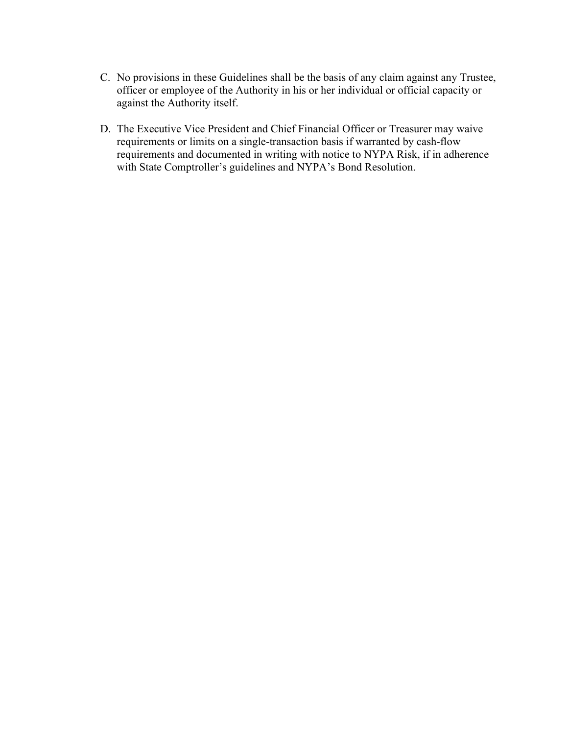C. No provisions in these Guidelines shall be the basis of any claim against any Trustee, officer or employee of the Authority in his or her individual or official capacity or against the Authority itself.

D. The Executive Vice President and Chief Financial Officer or Treasurer may waive requirements or limits on a single-transaction basis if warranted by cash-flow requirements and documented in writing with notice to NYPA Risk, if in adherence with State Comptroller's guidelines and NYPA's Bond Resolution.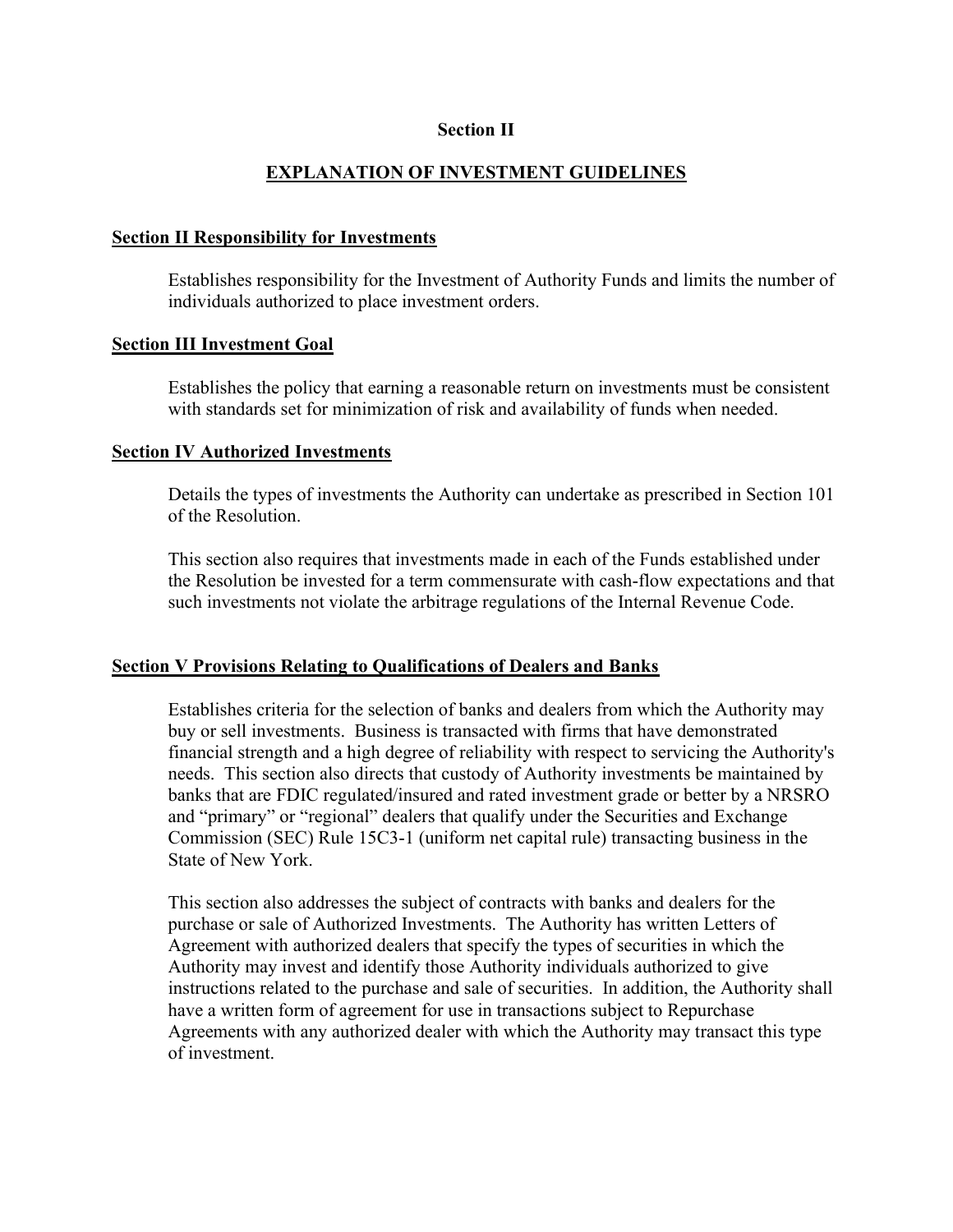# Section II

## EXPLANATION OF INVESTMENT GUIDELINES

### Section II Responsibility for Investments

Establishes responsibility for the Investment of Authority Funds and limits the number of individuals authorized to place investment orders.

### Section III Investment Goal

Establishes the policy that earning a reasonable return on investments must be consistent with standards set for minimization of risk and availability of funds when needed.

### Section IV Authorized Investments

Details the types of investments the Authority can undertake as prescribed in Section 101 of the Resolution.

This section also requires that investments made in each of the Funds established under the Resolution be invested for a term commensurate with cash-flow expectations and that such investments not violate the arbitrage regulations of the Internal Revenue Code.

### Section V Provisions Relating to Qualifications of Dealers and Banks

Establishes criteria for the selection of banks and dealers from which the Authority may buy or sell investments. Business is transacted with firms that have demonstrated financial strength and a high degree of reliability with respect to servicing the Authority's needs. This section also directs that custody of Authority investments be maintained by banks that are FDIC regulated/insured and rated investment grade or better by a NRSRO and "primary" or "regional" dealers that qualify under the Securities and Exchange Commission (SEC) Rule 15C3-1 (uniform net capital rule) transacting business in the State of New York.

This section also addresses the subject of contracts with banks and dealers for the purchase or sale of Authorized Investments. The Authority has written Letters of Agreement with authorized dealers that specify the types of securities in which the Authority may invest and identify those Authority individuals authorized to give instructions related to the purchase and sale of securities. In addition, the Authority shall have a written form of agreement for use in transactions subject to Repurchase Agreements with any authorized dealer with which the Authority may transact this type of investment.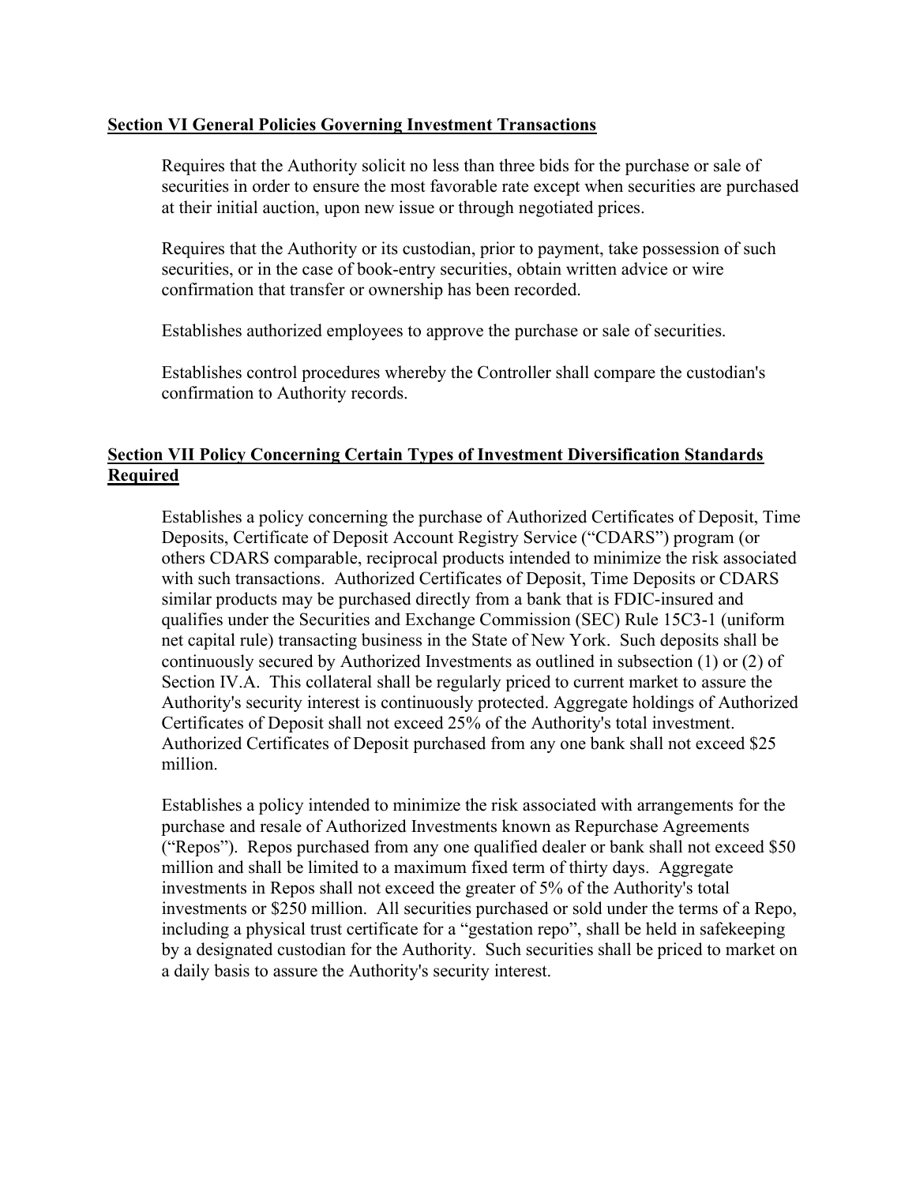## Section VI General Policies Governing Investment Transactions

Requires that the Authority solicit no less than three bids for the purchase or sale of securities in order to ensure the most favorable rate except when securities are purchased at their initial auction, upon new issue or through negotiated prices.

Requires that the Authority or its custodian, prior to payment, take possession of such securities, or in the case of book-entry securities, obtain written advice or wire confirmation that transfer or ownership has been recorded.

Establishes authorized employees to approve the purchase or sale of securities.

Establishes control procedures whereby the Controller shall compare the custodian's confirmation to Authority records.

## Section VII Policy Concerning Certain Types of Investment Diversification Standards Required

Establishes a policy concerning the purchase of Authorized Certificates of Deposit, Time Deposits, Certificate of Deposit Account Registry Service ("CDARS") program (or others CDARS comparable, reciprocal products intended to minimize the risk associated with such transactions. Authorized Certificates of Deposit, Time Deposits or CDARS similar products may be purchased directly from a bank that is FDIC-insured and qualifies under the Securities and Exchange Commission (SEC) Rule 15C3-1 (uniform net capital rule) transacting business in the State of New York. Such deposits shall be continuously secured by Authorized Investments as outlined in subsection (1) or (2) of Section IV.A. This collateral shall be regularly priced to current market to assure the Authority's security interest is continuously protected. Aggregate holdings of Authorized Certificates of Deposit shall not exceed 25% of the Authority's total investment. Authorized Certificates of Deposit purchased from any one bank shall not exceed $25 million.

Establishes a policy intended to minimize the risk associated with arrangements for the purchase and resale of Authorized Investments known as Repurchase Agreements ("Repos"). Repos purchased from any one qualified dealer or bank shall not exceed $50 million and shall be limited to a maximum fixed term of thirty days. Aggregate investments in Repos shall not exceed the greater of 5% of the Authority's total investments or $250 million. All securities purchased or sold under the terms of a Repo, including a physical trust certificate for a "gestation repo", shall be held in safekeeping by a designated custodian for the Authority. Such securities shall be priced to market on a daily basis to assure the Authority's security interest.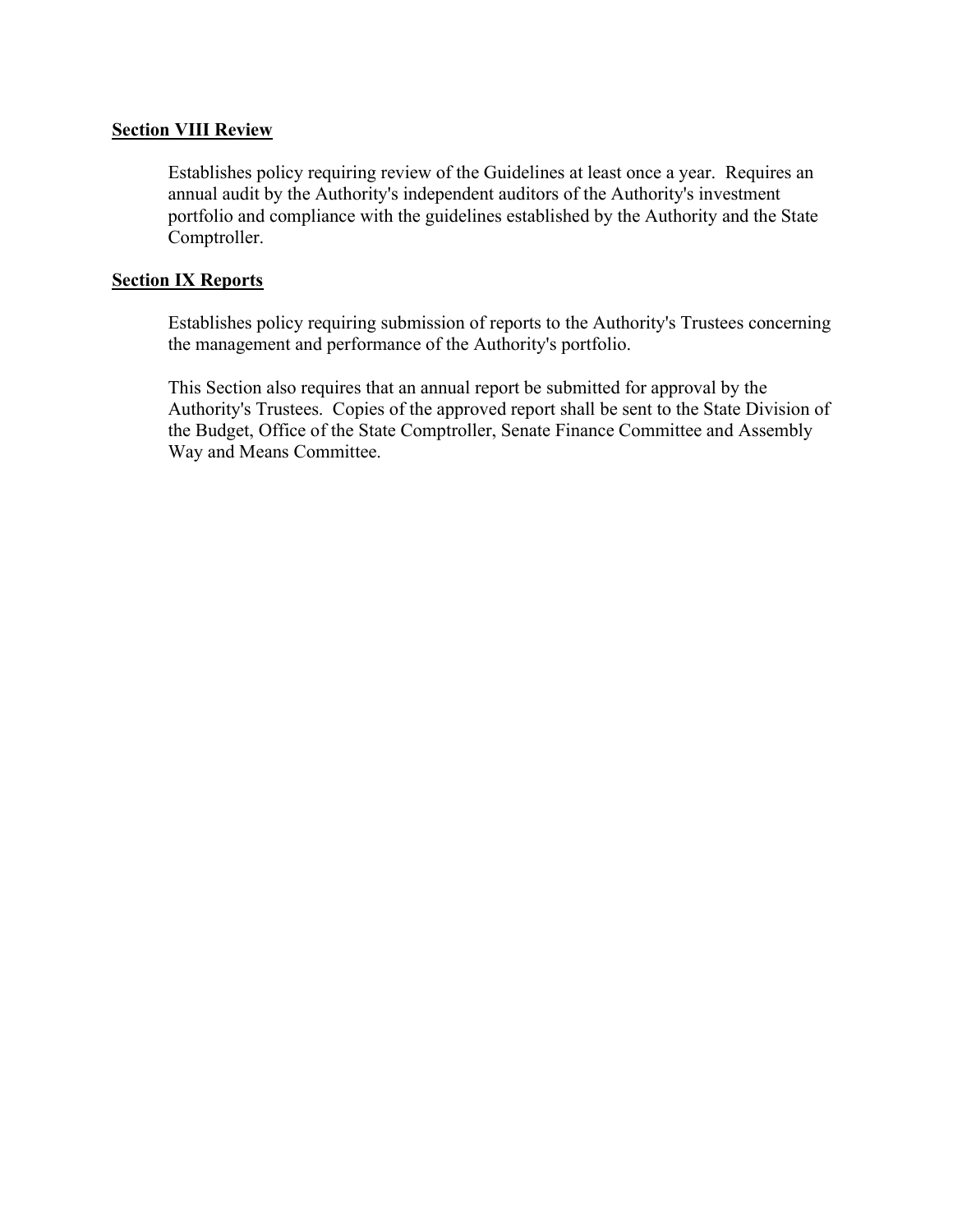**Section VIII Review**

Establishes policy requiring review of the Guidelines at least once a year. Requires an annual audit by the Authority's independent auditors of the Authority's investment portfolio and compliance with the guidelines established by the Authority and the State Comptroller.

**Section IX Reports**

Establishes policy requiring submission of reports to the Authority's Trustees concerning the management and performance of the Authority's portfolio.

This Section also requires that an annual report be submitted for approval by the Authority's Trustees. Copies of the approved report shall be sent to the State Division of the Budget, Office of the State Comptroller, Senate Finance Committee and Assembly Way and Means Committee.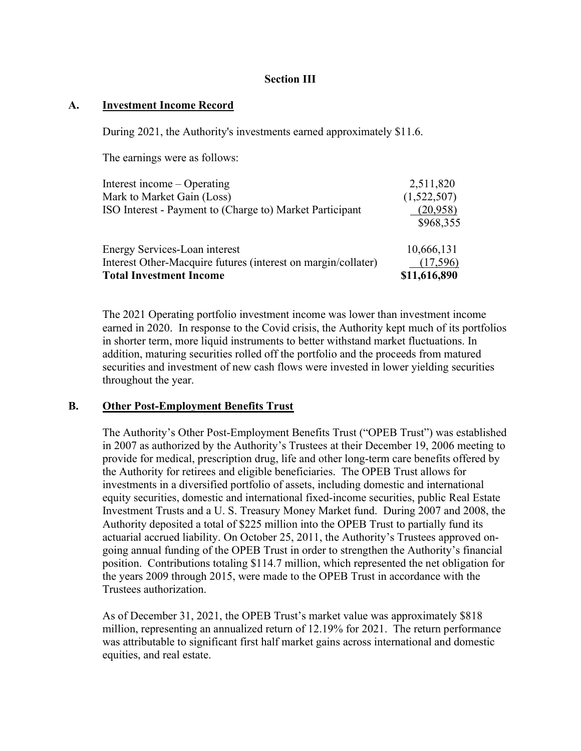**Section III**

**A. Investment Income Record**

During 2021, the Authority's investments earned approximately $11.6.

The earnings were as follows:

| | |
|---|---|
| Interest income – Operating | 2,511,820 |
| Mark to Market Gain (Loss) | (1,522,507) |
| ISO Interest - Payment to (Charge to) Market Participant | (20,958) |
| | $968,355 |
| | |
| Energy Services-Loan interest | 10,666,131 |
| Interest Other-Macquire futures (interest on margin/collater) | (17,596) |
| **Total Investment Income** | **$11,616,890** |

The 2021 Operating portfolio investment income was lower than investment income earned in 2020. In response to the Covid crisis, the Authority kept much of its portfolios in shorter term, more liquid instruments to better withstand market fluctuations. In addition, maturing securities rolled off the portfolio and the proceeds from matured securities and investment of new cash flows were invested in lower yielding securities throughout the year.

**B. Other Post-Employment Benefits Trust**

The Authority's Other Post-Employment Benefits Trust ("OPEB Trust") was established in 2007 as authorized by the Authority's Trustees at their December 19, 2006 meeting to provide for medical, prescription drug, life and other long-term care benefits offered by the Authority for retirees and eligible beneficiaries. The OPEB Trust allows for investments in a diversified portfolio of assets, including domestic and international equity securities, domestic and international fixed-income securities, public Real Estate Investment Trusts and a U. S. Treasury Money Market fund. During 2007 and 2008, the Authority deposited a total of $225 million into the OPEB Trust to partially fund its actuarial accrued liability. On October 25, 2011, the Authority's Trustees approved on-going annual funding of the OPEB Trust in order to strengthen the Authority's financial position. Contributions totaling $114.7 million, which represented the net obligation for the years 2009 through 2015, were made to the OPEB Trust in accordance with the Trustees authorization.

As of December 31, 2021, the OPEB Trust's market value was approximately $818 million, representing an annualized return of 12.19% for 2021. The return performance was attributable to significant first half market gains across international and domestic equities, and real estate.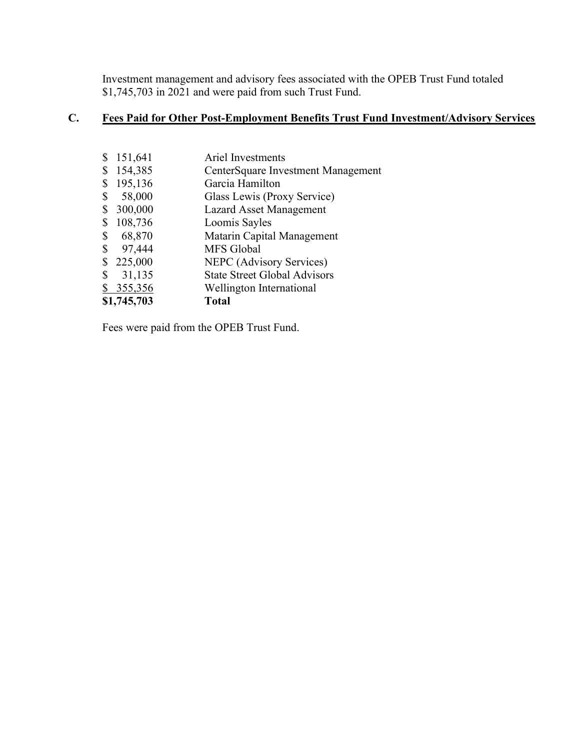Investment management and advisory fees associated with the OPEB Trust Fund totaled $1,745,703 in 2021 and were paid from such Trust Fund.

## C. Fees Paid for Other Post-Employment Benefits Trust Fund Investment/Advisory Services

| Amount | Manager |
|---|---|
| $ 151,641 | Ariel Investments |
| $ 154,385 | CenterSquare Investment Management |
| $ 195,136 | Garcia Hamilton |
| $ 58,000 | Glass Lewis (Proxy Service) |
| $ 300,000 | Lazard Asset Management |
| $ 108,736 | Loomis Sayles |
| $ 68,870 | Matarin Capital Management |
| $ 97,444 | MFS Global |
| $ 225,000 | NEPC (Advisory Services) |
| $ 31,135 | State Street Global Advisors |
| $ 355,356 | Wellington International |
| **$1,745,703** | **Total** |

Fees were paid from the OPEB Trust Fund.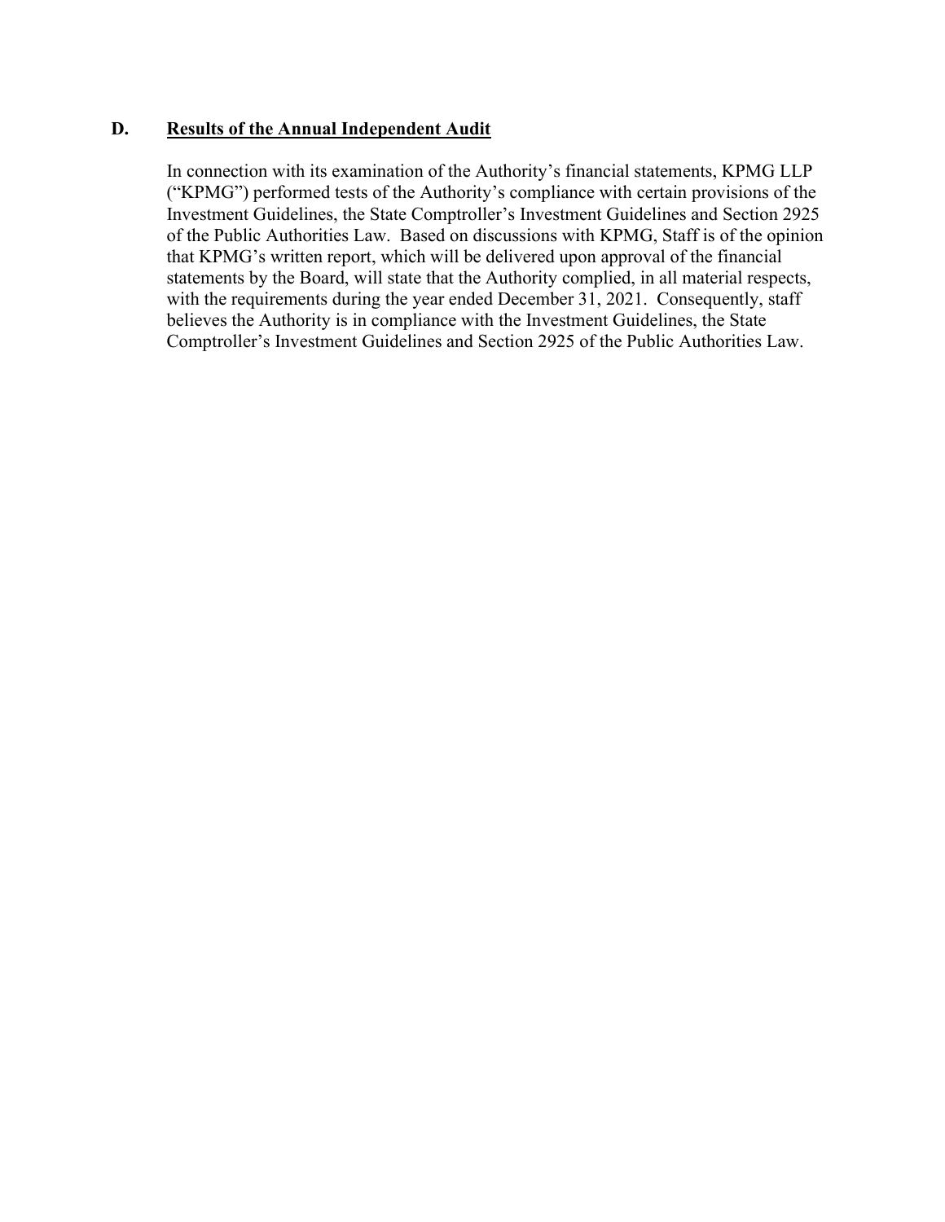## D. <u>Results of the Annual Independent Audit</u>

In connection with its examination of the Authority's financial statements, KPMG LLP ("KPMG") performed tests of the Authority's compliance with certain provisions of the Investment Guidelines, the State Comptroller's Investment Guidelines and Section 2925 of the Public Authorities Law. Based on discussions with KPMG, Staff is of the opinion that KPMG's written report, which will be delivered upon approval of the financial statements by the Board, will state that the Authority complied, in all material respects, with the requirements during the year ended December 31, 2021. Consequently, staff believes the Authority is in compliance with the Investment Guidelines, the State Comptroller's Investment Guidelines and Section 2925 of the Public Authorities Law.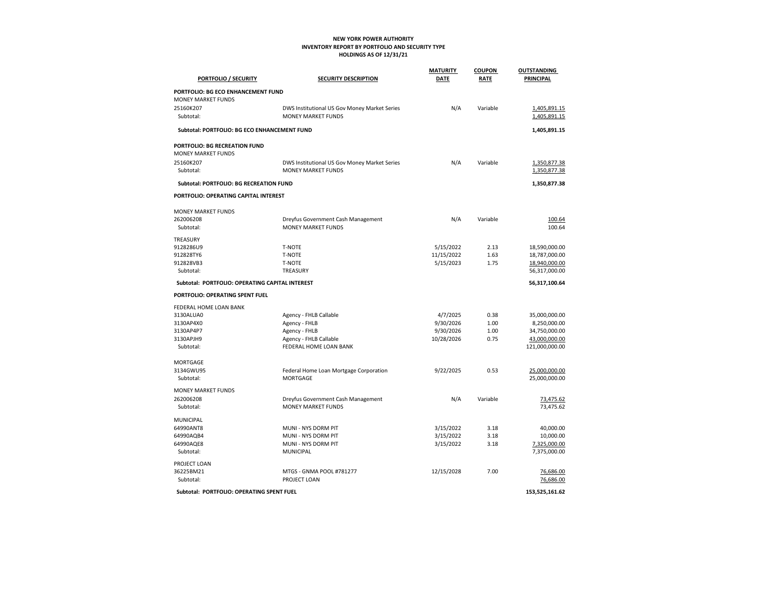**NEW YORK POWER AUTHORITY**
**INVENTORY REPORT BY PORTFOLIO AND SECURITY TYPE**
**HOLDINGS AS OF 12/31/21**

| PORTFOLIO / SECURITY | SECURITY DESCRIPTION | MATURITY DATE | COUPON RATE | OUTSTANDING PRINCIPAL |
|---|---|---|---|---|
| **PORTFOLIO: BG ECO ENHANCEMENT FUND** | | | | |
| MONEY MARKET FUNDS | | | | |
| 25160K207 | DWS Institutional US Gov Money Market Series | N/A | Variable | 1,405,891.15 |
| Subtotal: | MONEY MARKET FUNDS | | | 1,405,891.15 |
| **Subtotal: PORTFOLIO: BG ECO ENHANCEMENT FUND** | | | | **1,405,891.15** |
| **PORTFOLIO: BG RECREATION FUND** | | | | |
| MONEY MARKET FUNDS | | | | |
| 25160K207 | DWS Institutional US Gov Money Market Series | N/A | Variable | 1,350,877.38 |
| Subtotal: | MONEY MARKET FUNDS | | | 1,350,877.38 |
| **Subtotal: PORTFOLIO: BG RECREATION FUND** | | | | **1,350,877.38** |
| **PORTFOLIO: OPERATING CAPITAL INTEREST** | | | | |
| MONEY MARKET FUNDS | | | | |
| 262006208 | Dreyfus Government Cash Management | N/A | Variable | 100.64 |
| Subtotal: | MONEY MARKET FUNDS | | | 100.64 |
| TREASURY | | | | |
| 9128286U9 | T-NOTE | 5/15/2022 | 2.13 | 18,590,000.00 |
| 912828TY6 | T-NOTE | 11/15/2022 | 1.63 | 18,787,000.00 |
| 912828VB3 | T-NOTE | 5/15/2023 | 1.75 | 18,940,000.00 |
| Subtotal: | TREASURY | | | 56,317,000.00 |
| **Subtotal: PORTFOLIO: OPERATING CAPITAL INTEREST** | | | | **56,317,100.64** |
| **PORTFOLIO: OPERATING SPENT FUEL** | | | | |
| FEDERAL HOME LOAN BANK | | | | |
| 3130ALUA0 | Agency - FHLB Callable | 4/7/2025 | 0.38 | 35,000,000.00 |
| 3130AP4X0 | Agency - FHLB | 9/30/2026 | 1.00 | 8,250,000.00 |
| 3130AP4P7 | Agency - FHLB | 9/30/2026 | 1.00 | 34,750,000.00 |
| 3130APJH9 | Agency - FHLB Callable | 10/28/2026 | 0.75 | 43,000,000.00 |
| Subtotal: | FEDERAL HOME LOAN BANK | | | 121,000,000.00 |
| MORTGAGE | | | | |
| 3134GWU95 | Federal Home Loan Mortgage Corporation | 9/22/2025 | 0.53 | 25,000,000.00 |
| Subtotal: | MORTGAGE | | | 25,000,000.00 |
| MONEY MARKET FUNDS | | | | |
| 262006208 | Dreyfus Government Cash Management | N/A | Variable | 73,475.62 |
| Subtotal: | MONEY MARKET FUNDS | | | 73,475.62 |
| MUNICIPAL | | | | |
| 64990ANT8 | MUNI - NYS DORM PIT | 3/15/2022 | 3.18 | 40,000.00 |
| 64990AQB4 | MUNI - NYS DORM PIT | 3/15/2022 | 3.18 | 10,000.00 |
| 64990AQE8 | MUNI - NYS DORM PIT | 3/15/2022 | 3.18 | 7,325,000.00 |
| Subtotal: | MUNICIPAL | | | 7,375,000.00 |
| PROJECT LOAN | | | | |
| 36225BM21 | MTGS - GNMA POOL #781277 | 12/15/2028 | 7.00 | 76,686.00 |
| Subtotal: | PROJECT LOAN | | | 76,686.00 |
| **Subtotal: PORTFOLIO: OPERATING SPENT FUEL** | | | | **153,525,161.62** |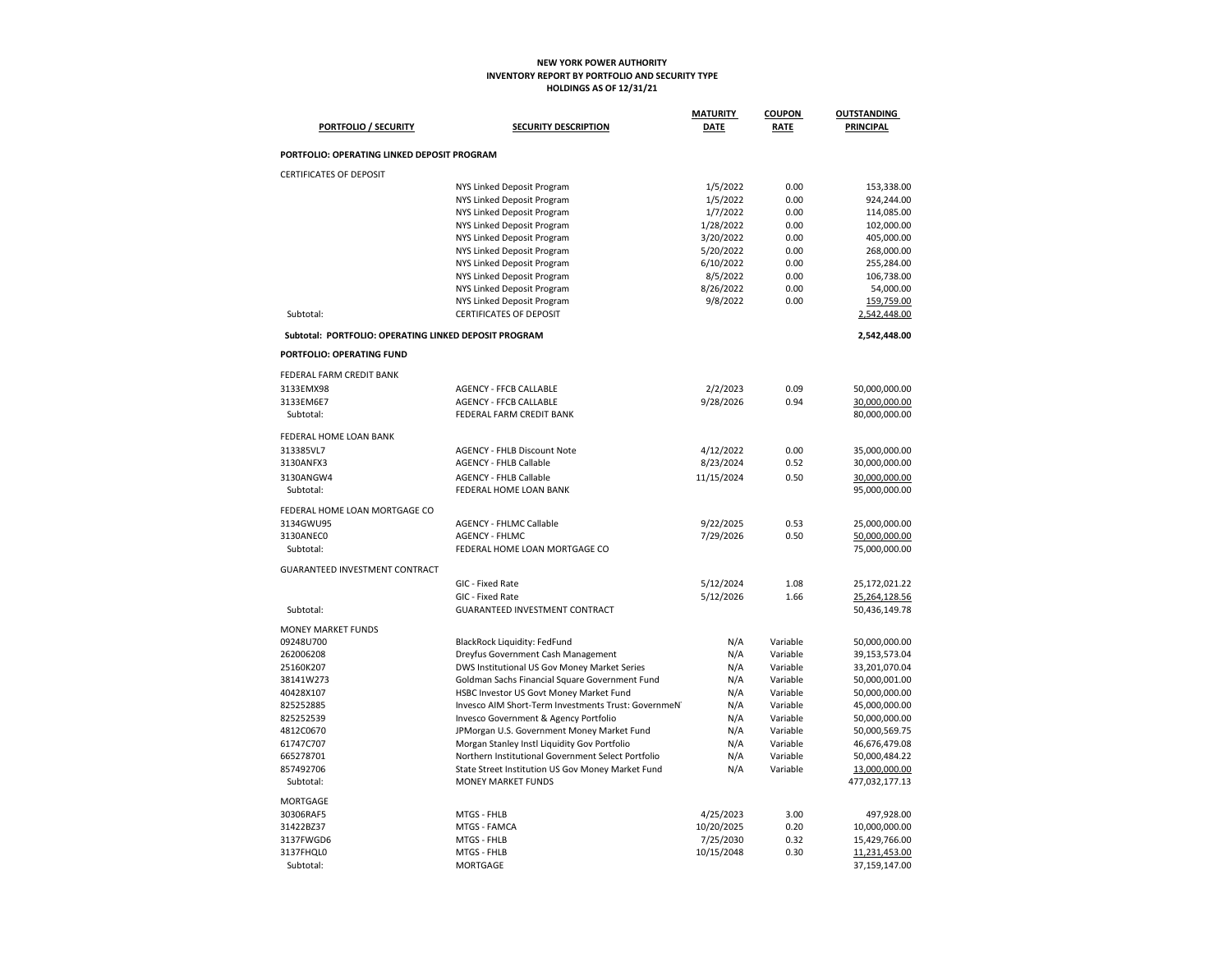**NEW YORK POWER AUTHORITY**
**INVENTORY REPORT BY PORTFOLIO AND SECURITY TYPE**
**HOLDINGS AS OF 12/31/21**

| PORTFOLIO / SECURITY | SECURITY DESCRIPTION | MATURITY DATE | COUPON RATE | OUTSTANDING PRINCIPAL |
|---|---|---|---|---|
| **PORTFOLIO: OPERATING LINKED DEPOSIT PROGRAM** | | | | |
| CERTIFICATES OF DEPOSIT | | | | |
| | NYS Linked Deposit Program | 1/5/2022 | 0.00 | 153,338.00 |
| | NYS Linked Deposit Program | 1/5/2022 | 0.00 | 924,244.00 |
| | NYS Linked Deposit Program | 1/7/2022 | 0.00 | 114,085.00 |
| | NYS Linked Deposit Program | 1/28/2022 | 0.00 | 102,000.00 |
| | NYS Linked Deposit Program | 3/20/2022 | 0.00 | 405,000.00 |
| | NYS Linked Deposit Program | 5/20/2022 | 0.00 | 268,000.00 |
| | NYS Linked Deposit Program | 6/10/2022 | 0.00 | 255,284.00 |
| | NYS Linked Deposit Program | 8/5/2022 | 0.00 | 106,738.00 |
| | NYS Linked Deposit Program | 8/26/2022 | 0.00 | 54,000.00 |
| | NYS Linked Deposit Program | 9/8/2022 | 0.00 | 159,759.00 |
| Subtotal: | CERTIFICATES OF DEPOSIT | | | 2,542,448.00 |
| **Subtotal: PORTFOLIO: OPERATING LINKED DEPOSIT PROGRAM** | | | | **2,542,448.00** |
| **PORTFOLIO: OPERATING FUND** | | | | |
| FEDERAL FARM CREDIT BANK | | | | |
| 3133EMX98 | AGENCY - FFCB CALLABLE | 2/2/2023 | 0.09 | 50,000,000.00 |
| 3133EM6E7 | AGENCY - FFCB CALLABLE | 9/28/2026 | 0.94 | 30,000,000.00 |
| Subtotal: | FEDERAL FARM CREDIT BANK | | | 80,000,000.00 |
| FEDERAL HOME LOAN BANK | | | | |
| 313385VL7 | AGENCY - FHLB Discount Note | 4/12/2022 | 0.00 | 35,000,000.00 |
| 3130ANFX3 | AGENCY - FHLB Callable | 8/23/2024 | 0.52 | 30,000,000.00 |
| 3130ANGW4 | AGENCY - FHLB Callable | 11/15/2024 | 0.50 | 30,000,000.00 |
| Subtotal: | FEDERAL HOME LOAN BANK | | | 95,000,000.00 |
| FEDERAL HOME LOAN MORTGAGE CO | | | | |
| 3134GWU95 | AGENCY - FHLMC Callable | 9/22/2025 | 0.53 | 25,000,000.00 |
| 3130ANEC0 | AGENCY - FHLMC | 7/29/2026 | 0.50 | 50,000,000.00 |
| Subtotal: | FEDERAL HOME LOAN MORTGAGE CO | | | 75,000,000.00 |
| GUARANTEED INVESTMENT CONTRACT | | | | |
| | GIC - Fixed Rate | 5/12/2024 | 1.08 | 25,172,021.22 |
| | GIC - Fixed Rate | 5/12/2026 | 1.66 | 25,264,128.56 |
| Subtotal: | GUARANTEED INVESTMENT CONTRACT | | | 50,436,149.78 |
| MONEY MARKET FUNDS | | | | |
| 09248U700 | BlackRock Liquidity: FedFund | N/A | Variable | 50,000,000.00 |
| 262006208 | Dreyfus Government Cash Management | N/A | Variable | 39,153,573.04 |
| 25160K207 | DWS Institutional US Gov Money Market Series | N/A | Variable | 33,201,070.04 |
| 38141W273 | Goldman Sachs Financial Square Government Fund | N/A | Variable | 50,000,001.00 |
| 40428X107 | HSBC Investor US Govt Money Market Fund | N/A | Variable | 50,000,000.00 |
| 825252885 | Invesco AIM Short-Term Investments Trust: GovernmeN | N/A | Variable | 45,000,000.00 |
| 825252539 | Invesco Government & Agency Portfolio | N/A | Variable | 50,000,000.00 |
| 4812C0670 | JPMorgan U.S. Government Money Market Fund | N/A | Variable | 50,000,569.75 |
| 61747C707 | Morgan Stanley Instl Liquidity Gov Portfolio | N/A | Variable | 46,676,479.08 |
| 665278701 | Northern Institutional Government Select Portfolio | N/A | Variable | 50,000,484.22 |
| 857492706 | State Street Institution US Gov Money Market Fund | N/A | Variable | 13,000,000.00 |
| Subtotal: | MONEY MARKET FUNDS | | | 477,032,177.13 |
| MORTGAGE | | | | |
| 30306RAF5 | MTGS - FHLB | 4/25/2023 | 3.00 | 497,928.00 |
| 31422BZ37 | MTGS - FAMCA | 10/20/2025 | 0.20 | 10,000,000.00 |
| 3137FWGD6 | MTGS - FHLB | 7/25/2030 | 0.32 | 15,429,766.00 |
| 3137FHQL0 | MTGS - FHLB | 10/15/2048 | 0.30 | 11,231,453.00 |
| Subtotal: | MORTGAGE | | | 37,159,147.00 |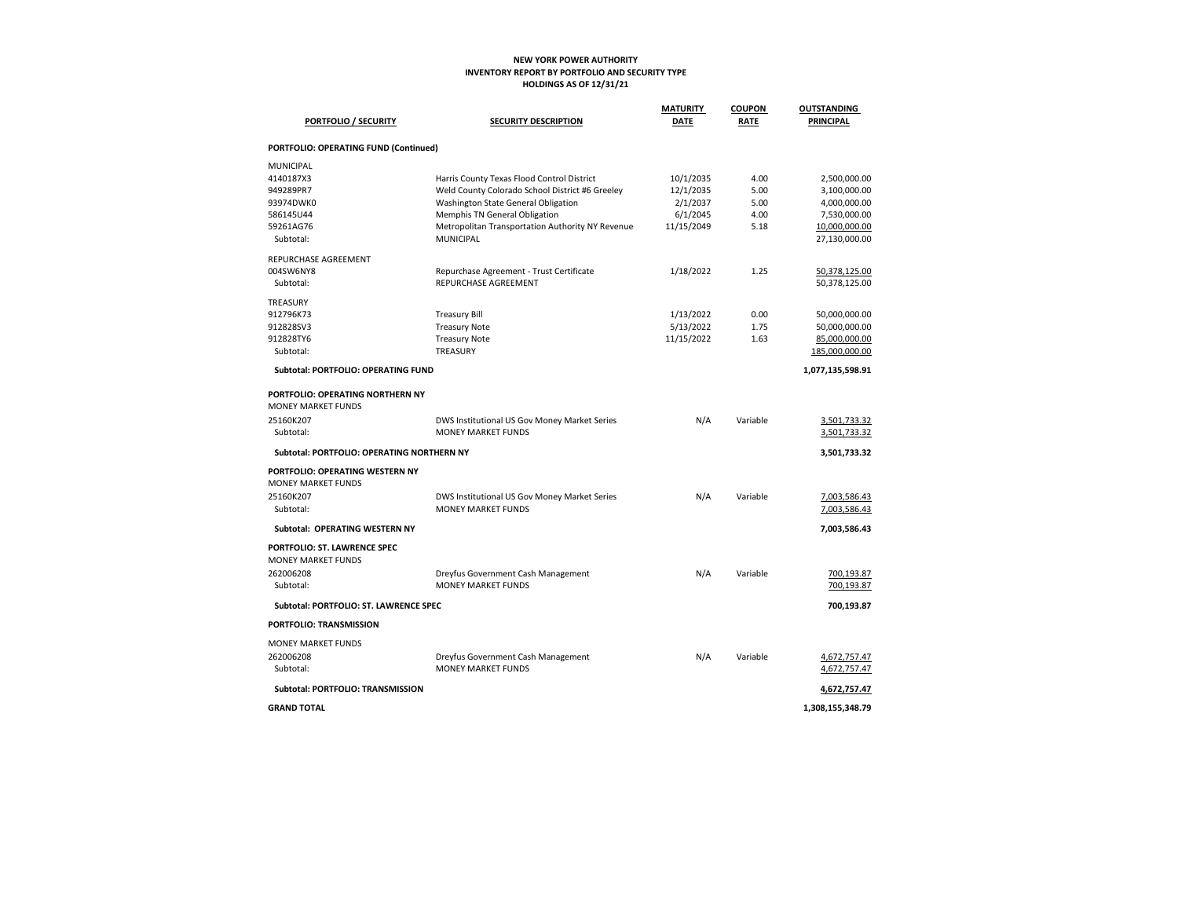**NEW YORK POWER AUTHORITY**
**INVENTORY REPORT BY PORTFOLIO AND SECURITY TYPE**
**HOLDINGS AS OF 12/31/21**

| PORTFOLIO / SECURITY | SECURITY DESCRIPTION | MATURITY DATE | COUPON RATE | OUTSTANDING PRINCIPAL |
|---|---|---|---|---|
| **PORTFOLIO: OPERATING FUND (Continued)** | | | | |
| MUNICIPAL | | | | |
| 4140187X3 | Harris County Texas Flood Control District | 10/1/2035 | 4.00 | 2,500,000.00 |
| 949289PR7 | Weld County Colorado School District #6 Greeley | 12/1/2035 | 5.00 | 3,100,000.00 |
| 93974DWK0 | Washington State General Obligation | 2/1/2037 | 5.00 | 4,000,000.00 |
| 586145U44 | Memphis TN General Obligation | 6/1/2045 | 4.00 | 7,530,000.00 |
| 59261AG76 | Metropolitan Transportation Authority NY Revenue | 11/15/2049 | 5.18 | 10,000,000.00 |
| Subtotal: | MUNICIPAL | | | 27,130,000.00 |
| REPURCHASE AGREEMENT | | | | |
| 004SW6NY8 | Repurchase Agreement - Trust Certificate | 1/18/2022 | 1.25 | 50,378,125.00 |
| Subtotal: | REPURCHASE AGREEMENT | | | 50,378,125.00 |
| TREASURY | | | | |
| 912796K73 | Treasury Bill | 1/13/2022 | 0.00 | 50,000,000.00 |
| 912828SV3 | Treasury Note | 5/13/2022 | 1.75 | 50,000,000.00 |
| 912828TY6 | Treasury Note | 11/15/2022 | 1.63 | 85,000,000.00 |
| Subtotal: | TREASURY | | | 185,000,000.00 |
| **Subtotal: PORTFOLIO: OPERATING FUND** | | | | **1,077,135,598.91** |
| **PORTFOLIO: OPERATING NORTHERN NY** | | | | |
| MONEY MARKET FUNDS | | | | |
| 25160K207 | DWS Institutional US Gov Money Market Series | N/A | Variable | 3,501,733.32 |
| Subtotal: | MONEY MARKET FUNDS | | | 3,501,733.32 |
| **Subtotal: PORTFOLIO: OPERATING NORTHERN NY** | | | | **3,501,733.32** |
| **PORTFOLIO: OPERATING WESTERN NY** | | | | |
| MONEY MARKET FUNDS | | | | |
| 25160K207 | DWS Institutional US Gov Money Market Series | N/A | Variable | 7,003,586.43 |
| Subtotal: | MONEY MARKET FUNDS | | | 7,003,586.43 |
| **Subtotal: OPERATING WESTERN NY** | | | | **7,003,586.43** |
| **PORTFOLIO: ST. LAWRENCE SPEC** | | | | |
| MONEY MARKET FUNDS | | | | |
| 262006208 | Dreyfus Government Cash Management | N/A | Variable | 700,193.87 |
| Subtotal: | MONEY MARKET FUNDS | | | 700,193.87 |
| **Subtotal: PORTFOLIO: ST. LAWRENCE SPEC** | | | | **700,193.87** |
| **PORTFOLIO: TRANSMISSION** | | | | |
| MONEY MARKET FUNDS | | | | |
| 262006208 | Dreyfus Government Cash Management | N/A | Variable | 4,672,757.47 |
| Subtotal: | MONEY MARKET FUNDS | | | 4,672,757.47 |
| **Subtotal: PORTFOLIO: TRANSMISSION** | | | | **4,672,757.47** |
| **GRAND TOTAL** | | | | **1,308,155,348.79** |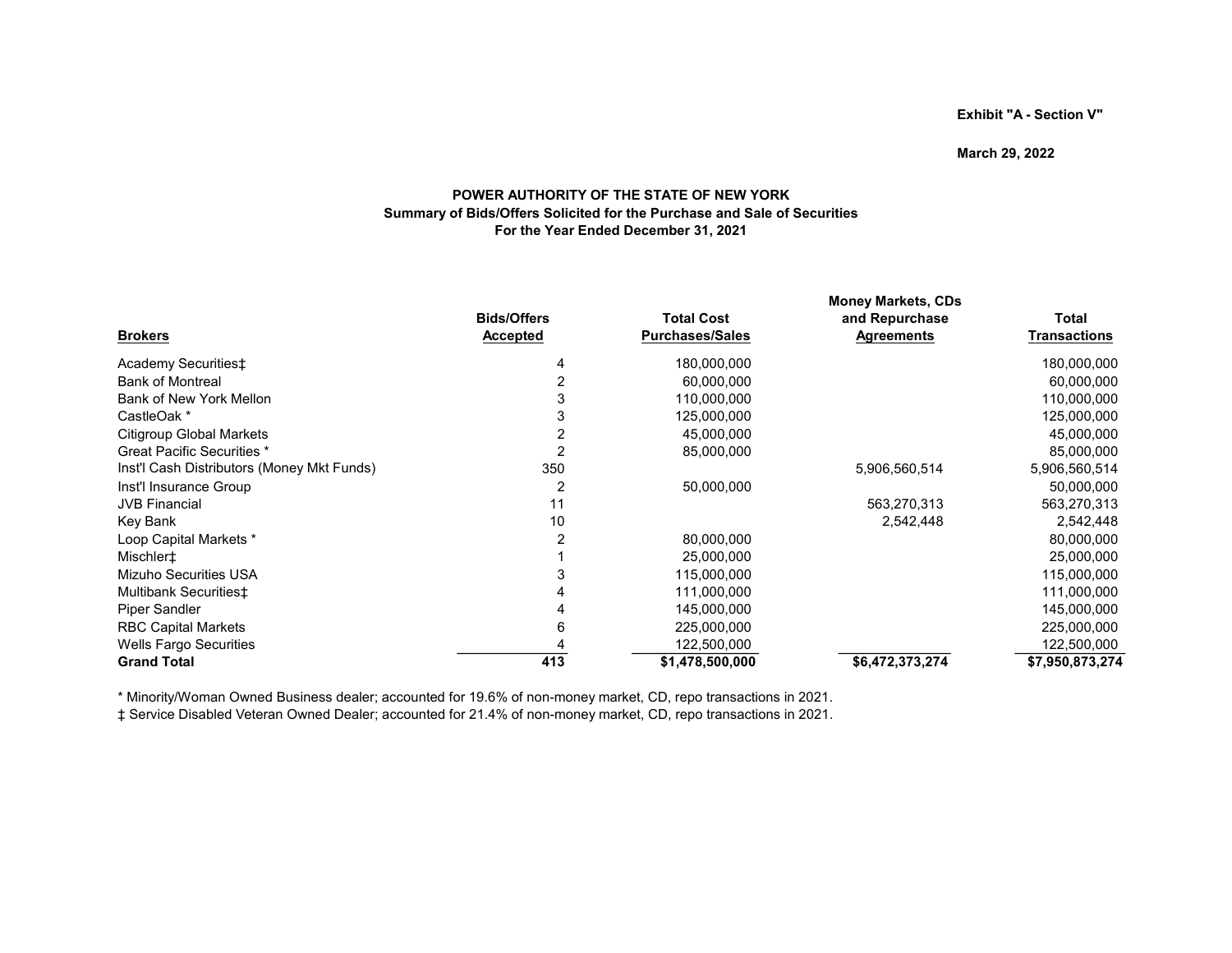**Exhibit "A - Section V"**

**March 29, 2022**

**POWER AUTHORITY OF THE STATE OF NEW YORK**
**Summary of Bids/Offers Solicited for the Purchase and Sale of Securities**
**For the Year Ended December 31, 2021**

| Brokers | Bids/Offers Accepted | Total Cost Purchases/Sales | Money Markets, CDs and Repurchase Agreements | Total Transactions |
|---|---|---|---|---|
| Academy Securities‡ | 4 | 180,000,000 | | 180,000,000 |
| Bank of Montreal | 2 | 60,000,000 | | 60,000,000 |
| Bank of New York Mellon | 3 | 110,000,000 | | 110,000,000 |
| CastleOak * | 3 | 125,000,000 | | 125,000,000 |
| Citigroup Global Markets | 2 | 45,000,000 | | 45,000,000 |
| Great Pacific Securities * | 2 | 85,000,000 | | 85,000,000 |
| Inst'l Cash Distributors (Money Mkt Funds) | 350 | | 5,906,560,514 | 5,906,560,514 |
| Inst'l Insurance Group | 2 | 50,000,000 | | 50,000,000 |
| JVB Financial | 11 | | 563,270,313 | 563,270,313 |
| Key Bank | 10 | | 2,542,448 | 2,542,448 |
| Loop Capital Markets * | 2 | 80,000,000 | | 80,000,000 |
| Mischler‡ | 1 | 25,000,000 | | 25,000,000 |
| Mizuho Securities USA | 3 | 115,000,000 | | 115,000,000 |
| Multibank Securities‡ | 4 | 111,000,000 | | 111,000,000 |
| Piper Sandler | 4 | 145,000,000 | | 145,000,000 |
| RBC Capital Markets | 6 | 225,000,000 | | 225,000,000 |
| Wells Fargo Securities | 4 | 122,500,000 | | 122,500,000 |
| **Grand Total** | **413** | **$1,478,500,000** | **$6,472,373,274** | **$7,950,873,274** |

* Minority/Woman Owned Business dealer; accounted for 19.6% of non-money market, CD, repo transactions in 2021.

‡ Service Disabled Veteran Owned Dealer; accounted for 21.4% of non-money market, CD, repo transactions in 2021.